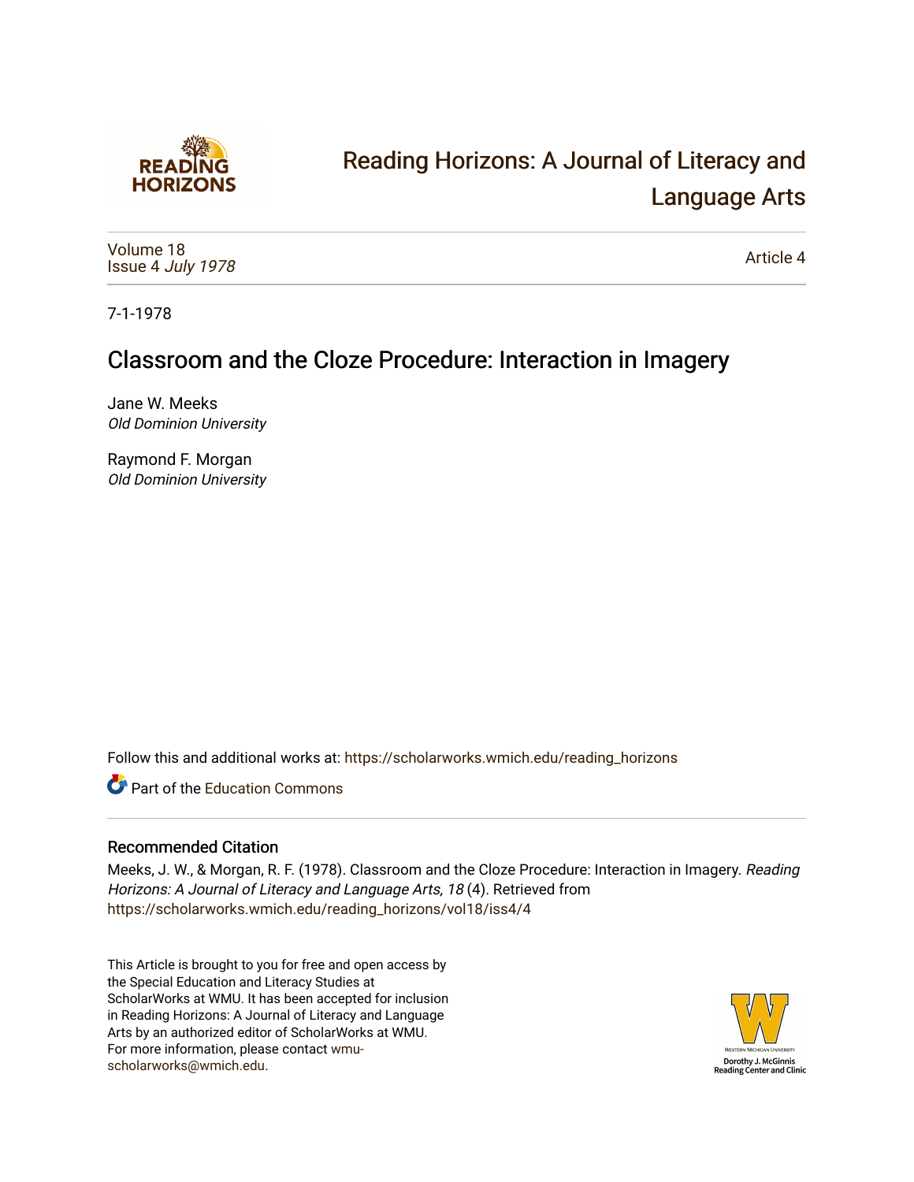# Reading Horizons: A Journal of Literacy and Language Arts

Volume 18
Issue 4 *July 1978*

Article 4

7-1-1978

## Classroom and the Cloze Procedure: Interaction in Imagery

Jane W. Meeks
*Old Dominion University*

Raymond F. Morgan
*Old Dominion University*

Follow this and additional works at: https://scholarworks.wmich.edu/reading_horizons

Part of the Education Commons

### Recommended Citation

Meeks, J. W., & Morgan, R. F. (1978). Classroom and the Cloze Procedure: Interaction in Imagery. *Reading Horizons: A Journal of Literacy and Language Arts, 18* (4). Retrieved from https://scholarworks.wmich.edu/reading_horizons/vol18/iss4/4

This Article is brought to you for free and open access by the Special Education and Literacy Studies at ScholarWorks at WMU. It has been accepted for inclusion in Reading Horizons: A Journal of Literacy and Language Arts by an authorized editor of ScholarWorks at WMU. For more information, please contact wmu-scholarworks@wmich.edu.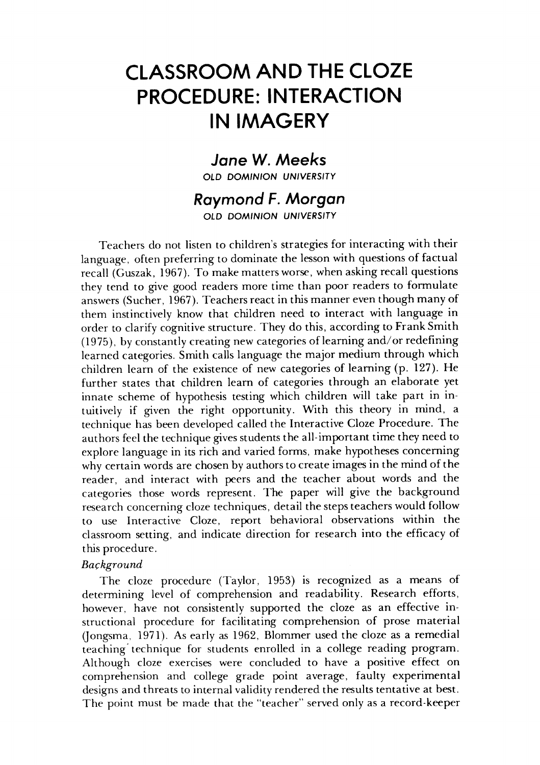# CLASSROOM AND THE CLOZE PROCEDURE: INTERACTION IN IMAGERY

## *Jane W. Meeks*

OLD DOMINION UNIVERSITY

## *Raymond F. Morgan*

OLD DOMINION UNIVERSITY

Teachers do not listen to children's strategies for interacting with their language, often preferring to dominate the lesson with questions of factual recall (Guszak, 1967). To make matters worse, when asking recall questions they tend to give good readers more time than poor readers to formulate answers (Sucher, 1967). Teachers react in this manner even though many of them instinctively know that children need to interact with language in order to clarify cognitive structure. They do this, according to Frank Smith (1975), by constantly creating new categories of learning and/or redefining learned categories. Smith calls language the major medium through which children learn of the existence of new categories of learning (p. 127). He further states that children learn of categories through an elaborate yet innate scheme of hypothesis testing which children will take part in intuitively if given the right opportunity. With this theory in mind, a technique has been developed called the Interactive Cloze Procedure. The authors feel the technique gives students the all-important time they need to explore language in its rich and varied forms, make hypotheses concerning why certain words are chosen by authors to create images in the mind of the reader, and interact with peers and the teacher about words and the categories those words represent. The paper will give the background research concerning cloze techniques, detail the steps teachers would follow to use Interactive Cloze, report behavioral observations within the classroom setting, and indicate direction for research into the efficacy of this procedure.

*Background*

The cloze procedure (Taylor, 1953) is recognized as a means of determining level of comprehension and readability. Research efforts, however, have not consistently supported the cloze as an effective instructional procedure for facilitating comprehension of prose material (Jongsma, 1971). As early as 1962, Blommer used the cloze as a remedial teaching technique for students enrolled in a college reading program. Although cloze exercises were concluded to have a positive effect on comprehension and college grade point average, faulty experimental designs and threats to internal validity rendered the results tentative at best. The point must be made that the "teacher" served only as a record-keeper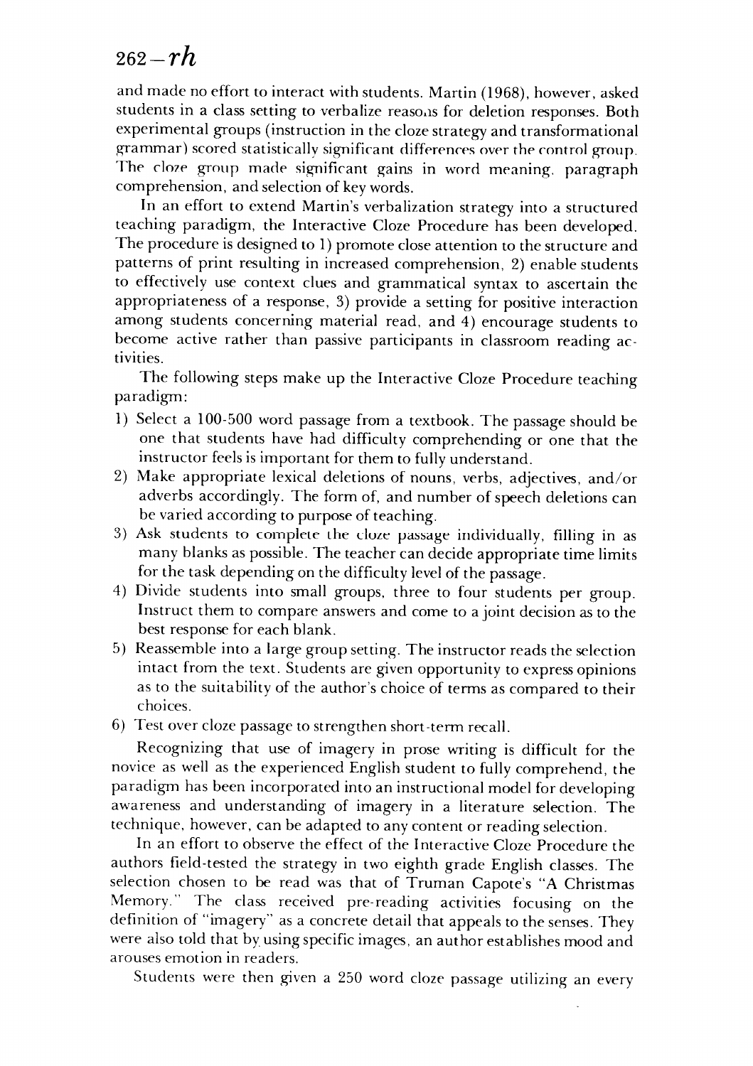and made no effort to interact with students. Martin (1968), however, asked students in a class setting to verbalize reasons for deletion responses. Both experimental groups (instruction in the cloze strategy and transformational grammar) scored statistically significant differences over the control group. The cloze group made significant gains in word meaning, paragraph comprehension, and selection of key words.

In an effort to extend Martin's verbalization strategy into a structured teaching paradigm, the Interactive Cloze Procedure has been developed. The procedure is designed to 1) promote close attention to the structure and patterns of print resulting in increased comprehension, 2) enable students to effectively use context clues and grammatical syntax to ascertain the appropriateness of a response, 3) provide a setting for positive interaction among students concerning material read, and 4) encourage students to become active rather than passive participants in classroom reading activities.

The following steps make up the Interactive Cloze Procedure teaching paradigm:

1) Select a 100-500 word passage from a textbook. The passage should be one that students have had difficulty comprehending or one that the instructor feels is important for them to fully understand.
2) Make appropriate lexical deletions of nouns, verbs, adjectives, and/or adverbs accordingly. The form of, and number of speech deletions can be varied according to purpose of teaching.
3) Ask students to complete the cloze passage individually, filling in as many blanks as possible. The teacher can decide appropriate time limits for the task depending on the difficulty level of the passage.
4) Divide students into small groups, three to four students per group. Instruct them to compare answers and come to a joint decision as to the best response for each blank.
5) Reassemble into a large group setting. The instructor reads the selection intact from the text. Students are given opportunity to express opinions as to the suitability of the author's choice of terms as compared to their choices.
6) Test over cloze passage to strengthen short-term recall.

Recognizing that use of imagery in prose writing is difficult for the novice as well as the experienced English student to fully comprehend, the paradigm has been incorporated into an instructional model for developing awareness and understanding of imagery in a literature selection. The technique, however, can be adapted to any content or reading selection.

In an effort to observe the effect of the Interactive Cloze Procedure the authors field-tested the strategy in two eighth grade English classes. The selection chosen to be read was that of Truman Capote's "A Christmas Memory." The class received pre-reading activities focusing on the definition of "imagery" as a concrete detail that appeals to the senses. They were also told that by using specific images, an author establishes mood and arouses emotion in readers.

Students were then given a 250 word cloze passage utilizing an every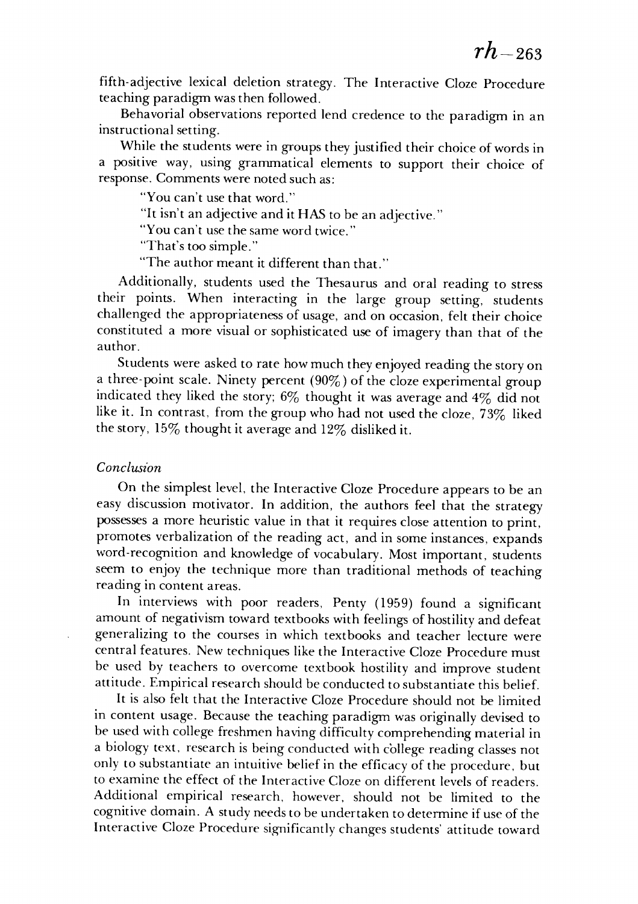fifth-adjective lexical deletion strategy. The Interactive Cloze Procedure teaching paradigm was then followed.

Behavorial observations reported lend credence to the paradigm in an instructional setting.

While the students were in groups they justified their choice of words in a positive way, using grammatical elements to support their choice of response. Comments were noted such as:

"You can't use that word."

"It isn't an adjective and it HAS to be an adjective."

"You can't use the same word twice."

"That's too simple."

"The author meant it different than that."

Additionally, students used the Thesaurus and oral reading to stress their points. When interacting in the large group setting, students challenged the appropriateness of usage, and on occasion, felt their choice constituted a more visual or sophisticated use of imagery than that of the author.

Students were asked to rate how much they enjoyed reading the story on a three-point scale. Ninety percent (90%) of the cloze experimental group indicated they liked the story; 6% thought it was average and 4% did not like it. In contrast, from the group who had not used the cloze, 73% liked the story, 15% thought it average and 12% disliked it.

*Conclusion*

On the simplest level, the Interactive Cloze Procedure appears to be an easy discussion motivator. In addition, the authors feel that the strategy possesses a more heuristic value in that it requires close attention to print, promotes verbalization of the reading act, and in some instances, expands word-recognition and knowledge of vocabulary. Most important, students seem to enjoy the technique more than traditional methods of teaching reading in content areas.

In interviews with poor readers, Penty (1959) found a significant amount of negativism toward textbooks with feelings of hostility and defeat generalizing to the courses in which textbooks and teacher lecture were central features. New techniques like the Interactive Cloze Procedure must be used by teachers to overcome textbook hostility and improve student attitude. Empirical research should be conducted to substantiate this belief.

It is also felt that the Interactive Cloze Procedure should not be limited in content usage. Because the teaching paradigm was originally devised to be used with college freshmen having difficulty comprehending material in a biology text, research is being conducted with college reading classes not only to substantiate an intuitive belief in the efficacy of the procedure, but to examine the effect of the Interactive Cloze on different levels of readers. Additional empirical research, however, should not be limited to the cognitive domain. A study needs to be undertaken to determine if use of the Interactive Cloze Procedure significantly changes students' attitude toward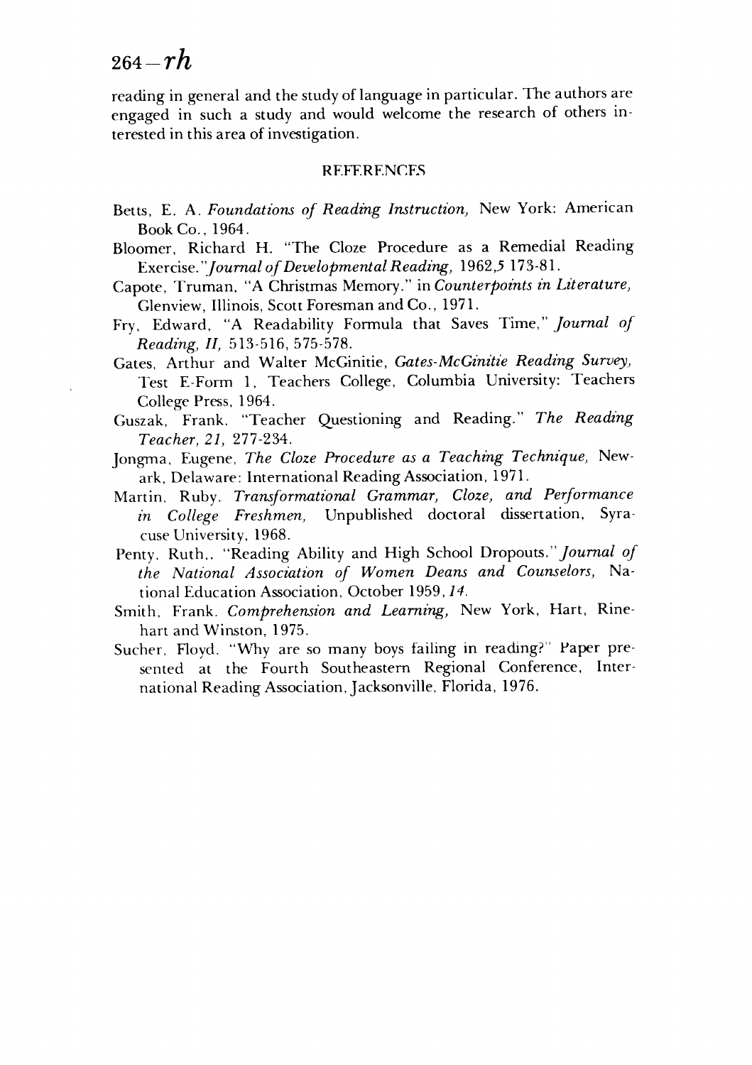reading in general and the study of language in particular. The authors are engaged in such a study and would welcome the research of others interested in this area of investigation.

## REFERENCES

Betts, E. A. *Foundations of Reading Instruction,* New York: American Book Co., 1964.

Bloomer, Richard H. "The Cloze Procedure as a Remedial Reading Exercise."*Journal of Developmental Reading,* 1962,5 173-81.

Capote, Truman, "A Christmas Memory." in *Counterpoints in Literature,* Glenview, Illinois, Scott Foresman and Co., 1971.

Fry, Edward, "A Readability Formula that Saves Time," *Journal of Reading, II,* 513-516, 575-578.

Gates, Arthur and Walter McGinitie, *Gates-McGinitie Reading Survey,* Test E-Form 1, Teachers College, Columbia University: Teachers College Press, 1964.

Guszak, Frank. "Teacher Questioning and Reading." *The Reading Teacher, 21,* 277-234.

Jongma, Eugene, *The Cloze Procedure as a Teaching Technique,* Newark, Delaware: International Reading Association, 1971.

Martin, Ruby. *Transformational Grammar, Cloze, and Performance in College Freshmen,* Unpublished doctoral dissertation, Syracuse University, 1968.

Penty, Ruth,. "Reading Ability and High School Dropouts." *Journal of the National Association of Women Deans and Counselors,* National Education Association, October 1959, *14.*

Smith, Frank. *Comprehension and Learning,* New York, Hart, Rinehart and Winston, 1975.

Sucher, Floyd. "Why are so many boys failing in reading?" Paper presented at the Fourth Southeastern Regional Conference, International Reading Association, Jacksonville, Florida, 1976.